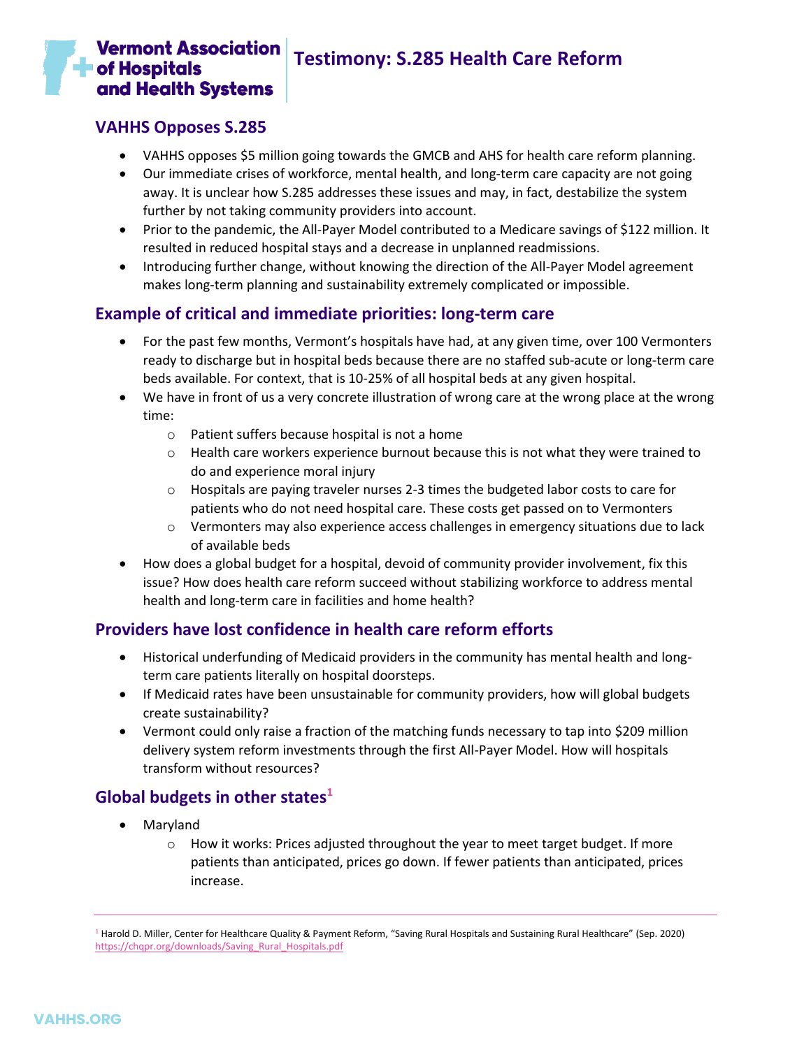# Testimony: S.285 Health Care Reform

Vermont Association of Hospitals and Health Systems

## VAHHS Opposes S.285

- VAHHS opposes $5 million going towards the GMCB and AHS for health care reform planning.
- Our immediate crises of workforce, mental health, and long-term care capacity are not going away. It is unclear how S.285 addresses these issues and may, in fact, destabilize the system further by not taking community providers into account.
- Prior to the pandemic, the All-Payer Model contributed to a Medicare savings of $122 million. It resulted in reduced hospital stays and a decrease in unplanned readmissions.
- Introducing further change, without knowing the direction of the All-Payer Model agreement makes long-term planning and sustainability extremely complicated or impossible.

## Example of critical and immediate priorities: long-term care

- For the past few months, Vermont's hospitals have had, at any given time, over 100 Vermonters ready to discharge but in hospital beds because there are no staffed sub-acute or long-term care beds available. For context, that is 10-25% of all hospital beds at any given hospital.
- We have in front of us a very concrete illustration of wrong care at the wrong place at the wrong time:
  - Patient suffers because hospital is not a home
  - Health care workers experience burnout because this is not what they were trained to do and experience moral injury
  - Hospitals are paying traveler nurses 2-3 times the budgeted labor costs to care for patients who do not need hospital care. These costs get passed on to Vermonters
  - Vermonters may also experience access challenges in emergency situations due to lack of available beds
- How does a global budget for a hospital, devoid of community provider involvement, fix this issue? How does health care reform succeed without stabilizing workforce to address mental health and long-term care in facilities and home health?

## Providers have lost confidence in health care reform efforts

- Historical underfunding of Medicaid providers in the community has mental health and long-term care patients literally on hospital doorsteps.
- If Medicaid rates have been unsustainable for community providers, how will global budgets create sustainability?
- Vermont could only raise a fraction of the matching funds necessary to tap into $209 million delivery system reform investments through the first All-Payer Model. How will hospitals transform without resources?

## Global budgets in other states[1]

- Maryland
  - How it works: Prices adjusted throughout the year to meet target budget. If more patients than anticipated, prices go down. If fewer patients than anticipated, prices increase.

---

[1] Harold D. Miller, Center for Healthcare Quality & Payment Reform, "Saving Rural Hospitals and Sustaining Rural Healthcare" (Sep. 2020) https://chqpr.org/downloads/Saving_Rural_Hospitals.pdf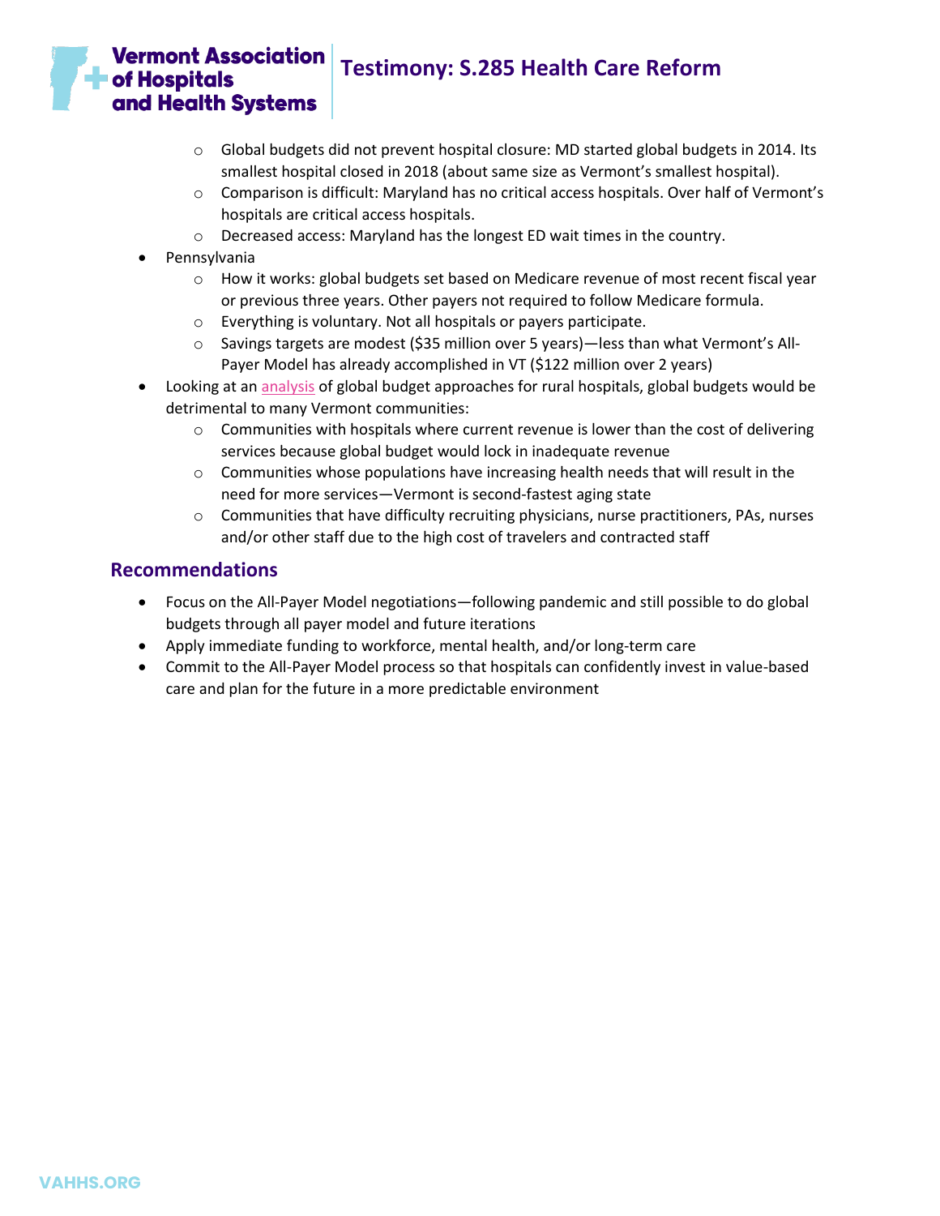- Global budgets did not prevent hospital closure: MD started global budgets in 2014. Its smallest hospital closed in 2018 (about same size as Vermont's smallest hospital).
    - Comparison is difficult: Maryland has no critical access hospitals. Over half of Vermont's hospitals are critical access hospitals.
    - Decreased access: Maryland has the longest ED wait times in the country.
- Pennsylvania
    - How it works: global budgets set based on Medicare revenue of most recent fiscal year or previous three years. Other payers not required to follow Medicare formula.
    - Everything is voluntary. Not all hospitals or payers participate.
    - Savings targets are modest ($35 million over 5 years)—less than what Vermont's All-Payer Model has already accomplished in VT ($122 million over 2 years)
- Looking at an analysis of global budget approaches for rural hospitals, global budgets would be detrimental to many Vermont communities:
    - Communities with hospitals where current revenue is lower than the cost of delivering services because global budget would lock in inadequate revenue
    - Communities whose populations have increasing health needs that will result in the need for more services—Vermont is second-fastest aging state
    - Communities that have difficulty recruiting physicians, nurse practitioners, PAs, nurses and/or other staff due to the high cost of travelers and contracted staff

## Recommendations

- Focus on the All-Payer Model negotiations—following pandemic and still possible to do global budgets through all payer model and future iterations
- Apply immediate funding to workforce, mental health, and/or long-term care
- Commit to the All-Payer Model process so that hospitals can confidently invest in value-based care and plan for the future in a more predictable environment